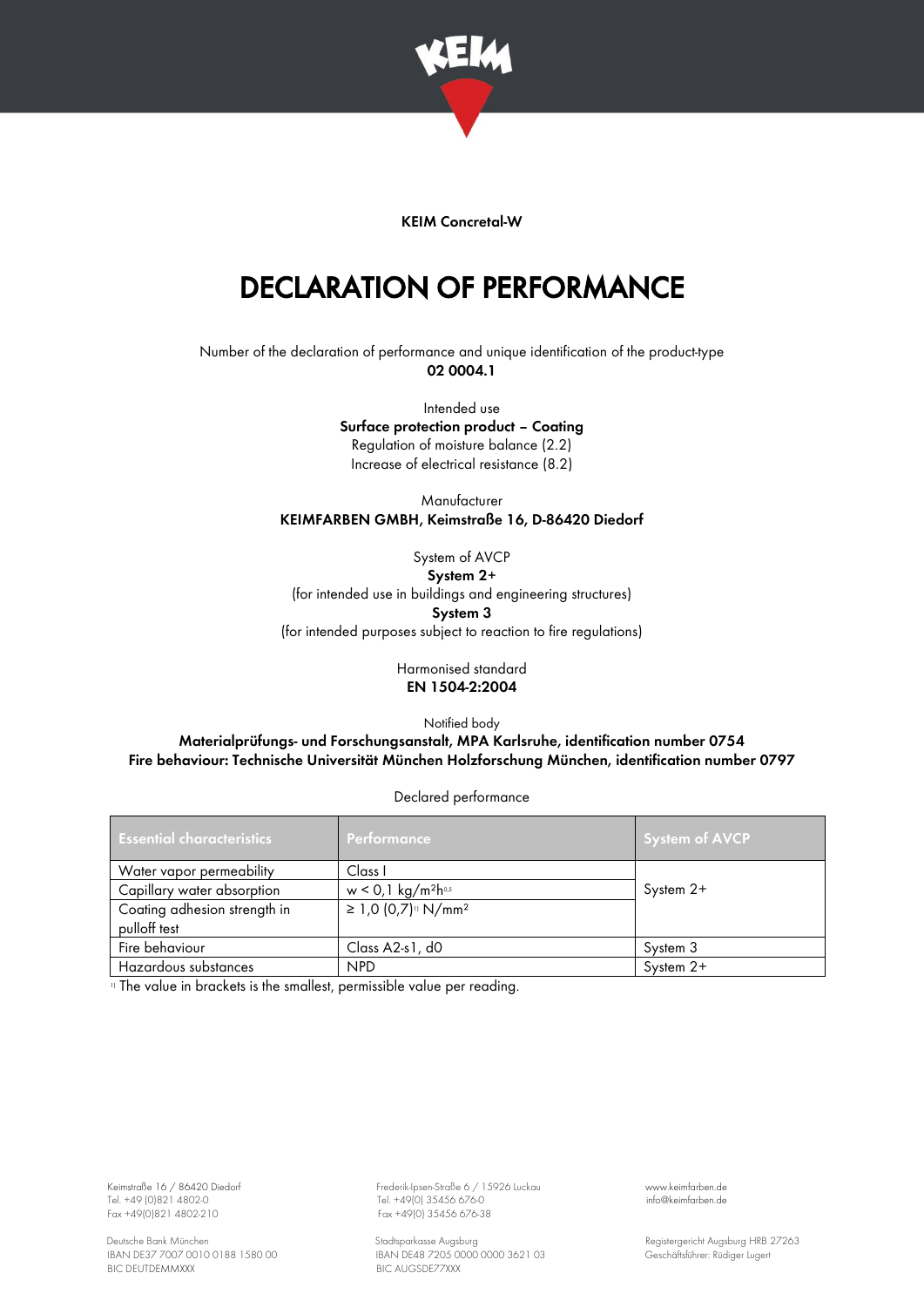KEIM Concretal-W

# DECLARATION OF PERFORMANCE

Number of the declaration of performance and unique identification of the product-type
**02 0004.1**

Intended use
**Surface protection product – Coating**
Regulation of moisture balance (2.2)
Increase of electrical resistance (8.2)

Manufacturer
**KEIMFARBEN GMBH, Keimstraße 16, D-86420 Diedorf**

System of AVCP
**System 2+**
(for intended use in buildings and engineering structures)
**System 3**
(for intended purposes subject to reaction to fire regulations)

Harmonised standard
**EN 1504-2:2004**

Notified body
**Materialprüfungs- und Forschungsanstalt, MPA Karlsruhe, identification number 0754**
**Fire behaviour: Technische Universität München Holzforschung München, identification number 0797**

Declared performance

| Essential characteristics | Performance | System of AVCP |
|---|---|---|
| Water vapor permeability | Class I | System 2+ |
| Capillary water absorption | w < 0,1 $kg/m^2h^{0.5}$ | |
| Coating adhesion strength in pulloff test | ≥ 1,0 (0,7)[1] $N/mm^2$ | |
| Fire behaviour | Class A2-s1, d0 | System 3 |
| Hazardous substances | NPD | System 2+ |

[1] The value in brackets is the smallest, permissible value per reading.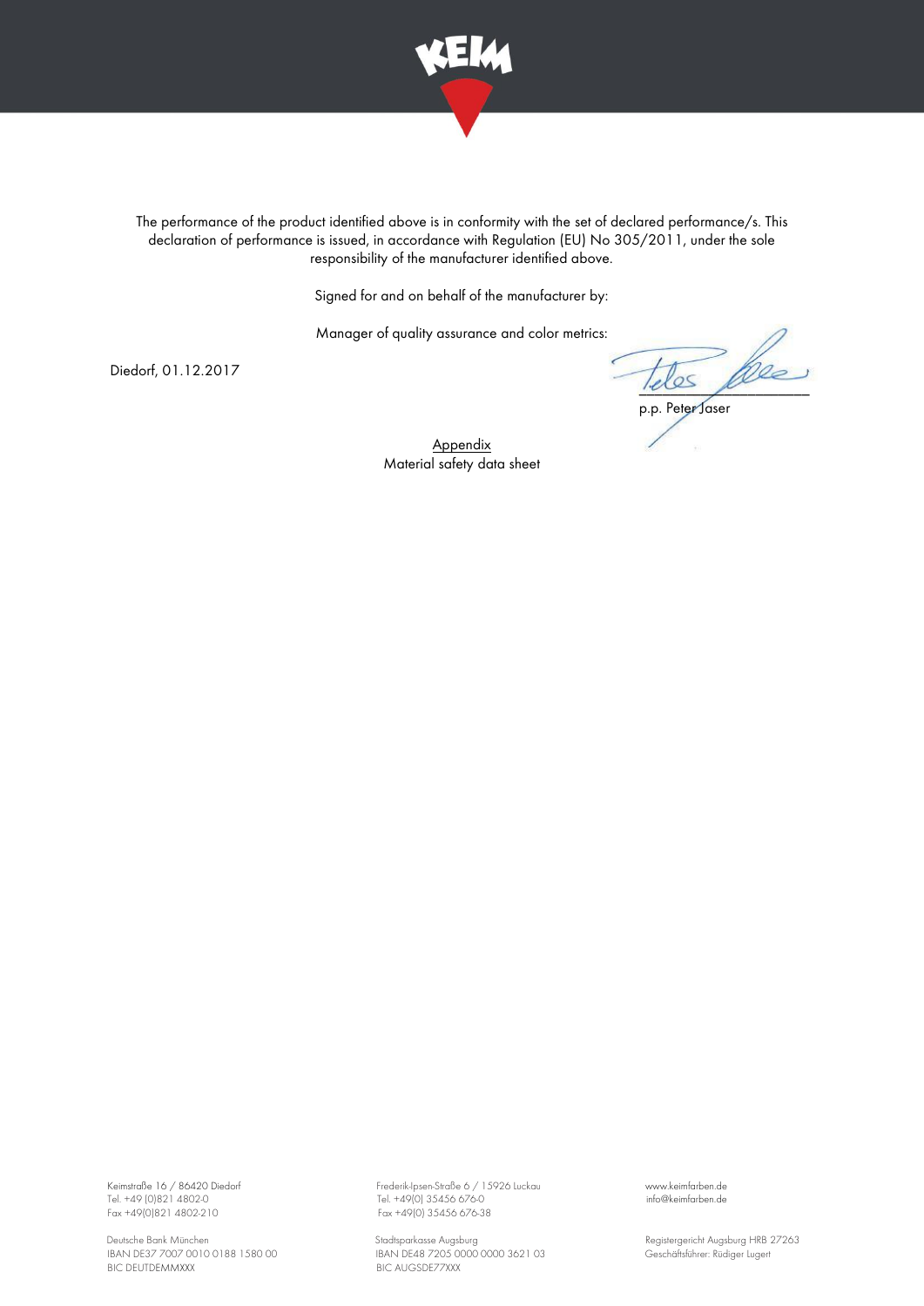The performance of the product identified above is in conformity with the set of declared performance/s. This declaration of performance is issued, in accordance with Regulation (EU) No 305/2011, under the sole responsibility of the manufacturer identified above.

Signed for and on behalf of the manufacturer by:

Manager of quality assurance and color metrics:

Diedorf, 01.12.2017

p.p. Peter Jaser

Appendix
Material safety data sheet

Keimstraße 16 / 86420 Diedorf
Tel. +49 (0)821 4802-0
Fax +49(0)821 4802-210

Frederik-Ipsen-Straße 6 / 15926 Luckau
Tel. +49(0) 35456 676-0
Fax +49(0) 35456 676-38

www.keimfarben.de
info@keimfarben.de

Deutsche Bank München
IBAN DE37 7007 0010 0188 1580 00
BIC DEUTDEMMXXX

Stadtsparkasse Augsburg
IBAN DE48 7205 0000 0000 3621 03
BIC AUGSDE77XXX

Registergericht Augsburg HRB 27263
Geschäftsführer: Rüdiger Lugert